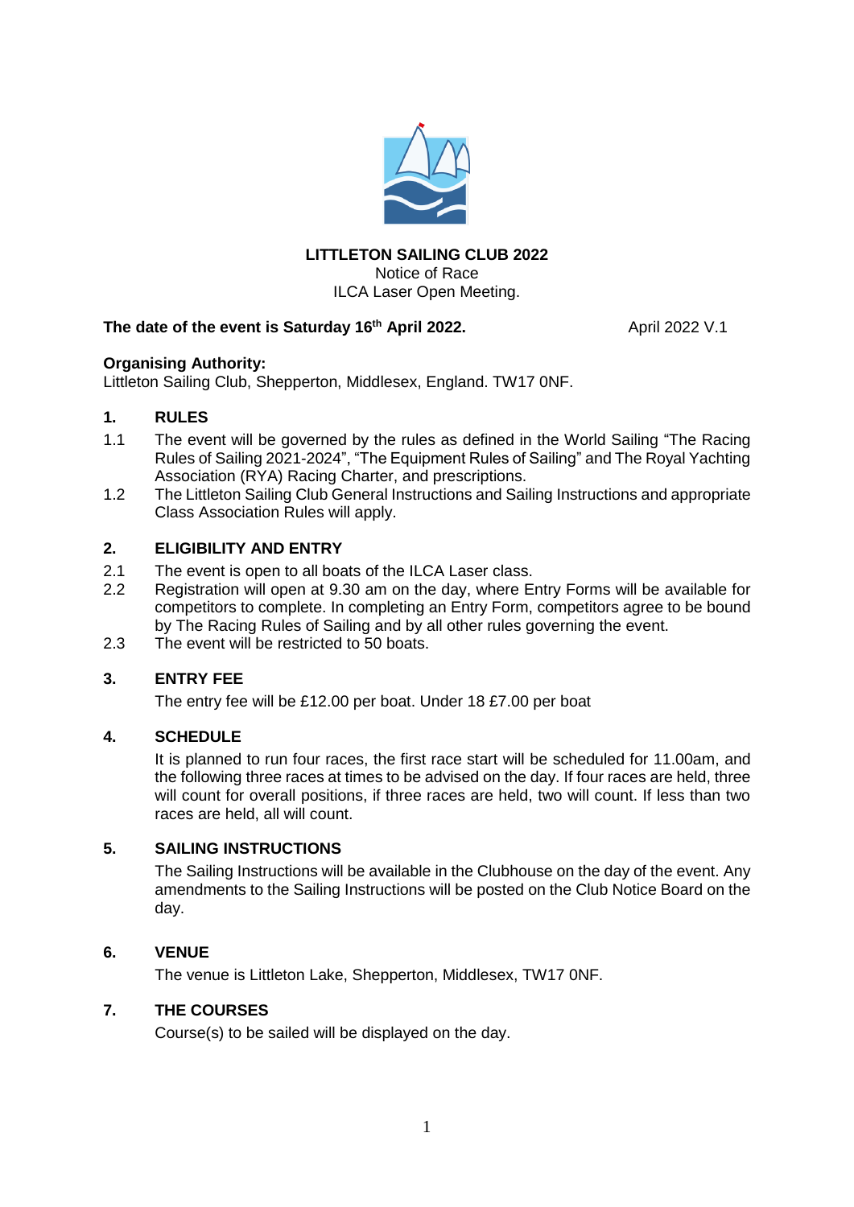**LITTLETON SAILING CLUB 2022**
Notice of Race
ILCA Laser Open Meeting.

**The date of the event is Saturday 16th April 2022.** April 2022 V.1

**Organising Authority:**
Littleton Sailing Club, Shepperton, Middlesex, England. TW17 0NF.

## 1. RULES

1.1 The event will be governed by the rules as defined in the World Sailing "The Racing Rules of Sailing 2021-2024", "The Equipment Rules of Sailing" and The Royal Yachting Association (RYA) Racing Charter, and prescriptions.

1.2 The Littleton Sailing Club General Instructions and Sailing Instructions and appropriate Class Association Rules will apply.

## 2. ELIGIBILITY AND ENTRY

2.1 The event is open to all boats of the ILCA Laser class.

2.2 Registration will open at 9.30 am on the day, where Entry Forms will be available for competitors to complete. In completing an Entry Form, competitors agree to be bound by The Racing Rules of Sailing and by all other rules governing the event.

2.3 The event will be restricted to 50 boats.

## 3. ENTRY FEE

The entry fee will be £12.00 per boat. Under 18 £7.00 per boat

## 4. SCHEDULE

It is planned to run four races, the first race start will be scheduled for 11.00am, and the following three races at times to be advised on the day. If four races are held, three will count for overall positions, if three races are held, two will count. If less than two races are held, all will count.

## 5. SAILING INSTRUCTIONS

The Sailing Instructions will be available in the Clubhouse on the day of the event. Any amendments to the Sailing Instructions will be posted on the Club Notice Board on the day.

## 6. VENUE

The venue is Littleton Lake, Shepperton, Middlesex, TW17 0NF.

## 7. THE COURSES

Course(s) to be sailed will be displayed on the day.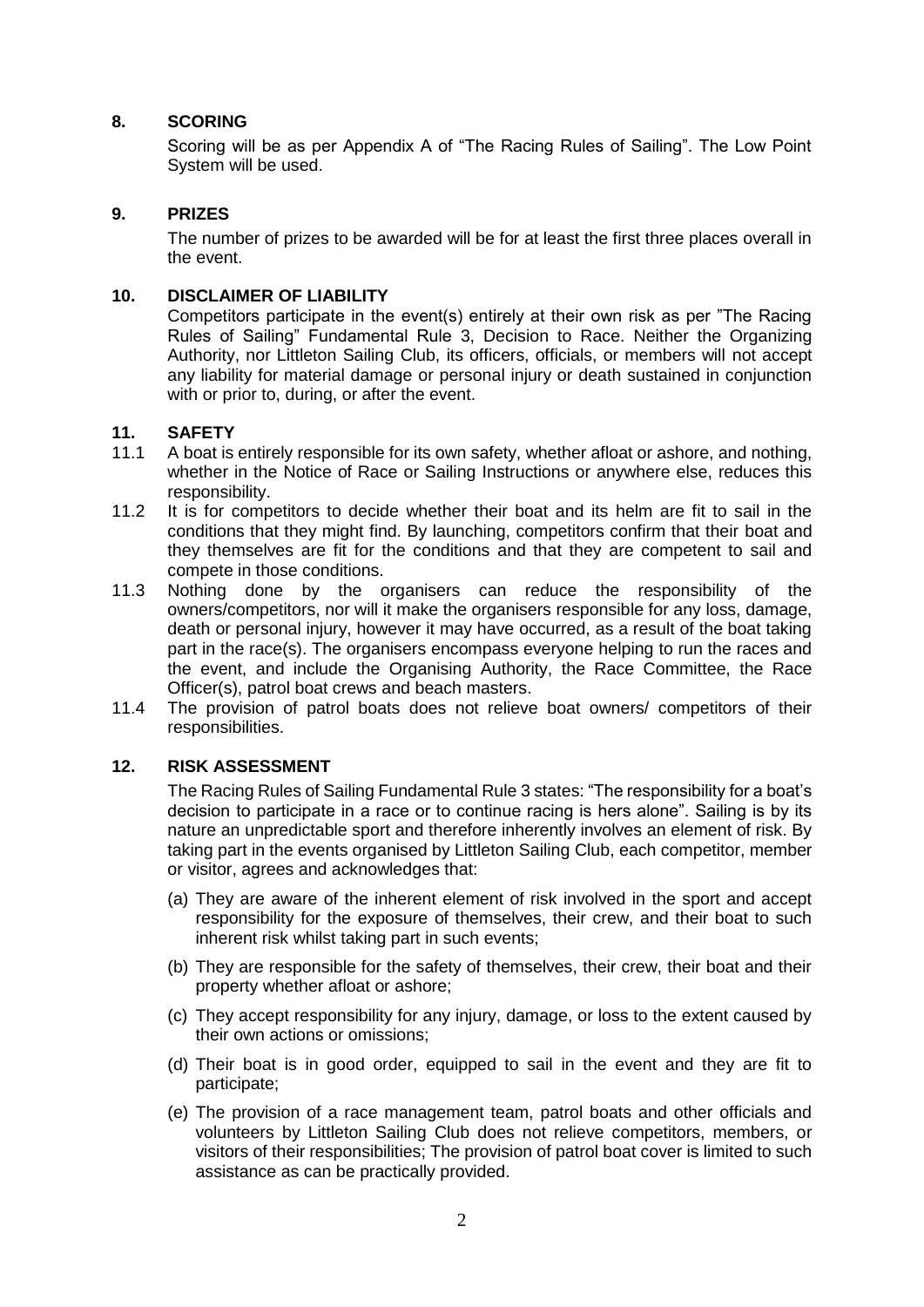## 8. SCORING

Scoring will be as per Appendix A of "The Racing Rules of Sailing". The Low Point System will be used.

## 9. PRIZES

The number of prizes to be awarded will be for at least the first three places overall in the event.

## 10. DISCLAIMER OF LIABILITY

Competitors participate in the event(s) entirely at their own risk as per "The Racing Rules of Sailing" Fundamental Rule 3, Decision to Race. Neither the Organizing Authority, nor Littleton Sailing Club, its officers, officials, or members will not accept any liability for material damage or personal injury or death sustained in conjunction with or prior to, during, or after the event.

## 11. SAFETY

11.1 A boat is entirely responsible for its own safety, whether afloat or ashore, and nothing, whether in the Notice of Race or Sailing Instructions or anywhere else, reduces this responsibility.

11.2 It is for competitors to decide whether their boat and its helm are fit to sail in the conditions that they might find. By launching, competitors confirm that their boat and they themselves are fit for the conditions and that they are competent to sail and compete in those conditions.

11.3 Nothing done by the organisers can reduce the responsibility of the owners/competitors, nor will it make the organisers responsible for any loss, damage, death or personal injury, however it may have occurred, as a result of the boat taking part in the race(s). The organisers encompass everyone helping to run the races and the event, and include the Organising Authority, the Race Committee, the Race Officer(s), patrol boat crews and beach masters.

11.4 The provision of patrol boats does not relieve boat owners/ competitors of their responsibilities.

## 12. RISK ASSESSMENT

The Racing Rules of Sailing Fundamental Rule 3 states: "The responsibility for a boat's decision to participate in a race or to continue racing is hers alone". Sailing is by its nature an unpredictable sport and therefore inherently involves an element of risk. By taking part in the events organised by Littleton Sailing Club, each competitor, member or visitor, agrees and acknowledges that:

(a) They are aware of the inherent element of risk involved in the sport and accept responsibility for the exposure of themselves, their crew, and their boat to such inherent risk whilst taking part in such events;

(b) They are responsible for the safety of themselves, their crew, their boat and their property whether afloat or ashore;

(c) They accept responsibility for any injury, damage, or loss to the extent caused by their own actions or omissions;

(d) Their boat is in good order, equipped to sail in the event and they are fit to participate;

(e) The provision of a race management team, patrol boats and other officials and volunteers by Littleton Sailing Club does not relieve competitors, members, or visitors of their responsibilities; The provision of patrol boat cover is limited to such assistance as can be practically provided.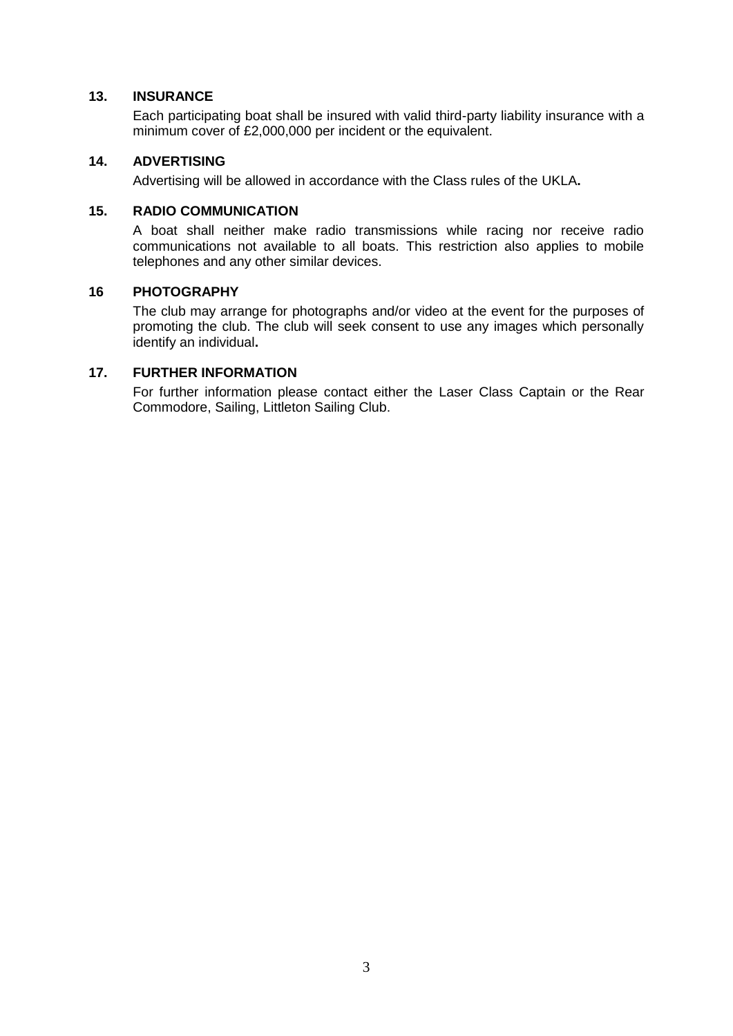## 13. INSURANCE

Each participating boat shall be insured with valid third-party liability insurance with a minimum cover of £2,000,000 per incident or the equivalent.

## 14. ADVERTISING

Advertising will be allowed in accordance with the Class rules of the UKLA**.**

## 15. RADIO COMMUNICATION

A boat shall neither make radio transmissions while racing nor receive radio communications not available to all boats. This restriction also applies to mobile telephones and any other similar devices.

## 16 PHOTOGRAPHY

The club may arrange for photographs and/or video at the event for the purposes of promoting the club. The club will seek consent to use any images which personally identify an individual**.**

## 17. FURTHER INFORMATION

For further information please contact either the Laser Class Captain or the Rear Commodore, Sailing, Littleton Sailing Club.